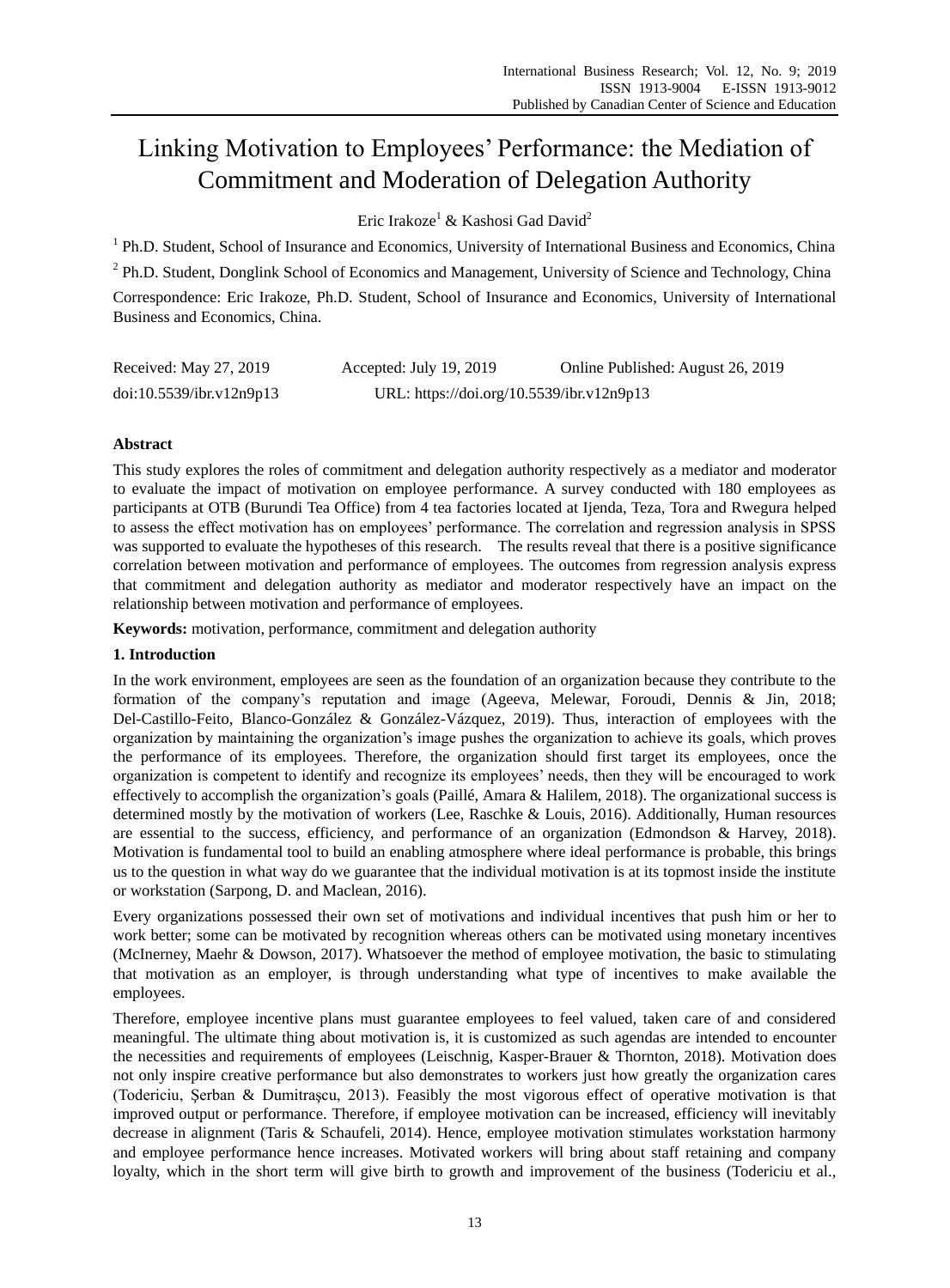# Linking Motivation to Employees' Performance: the Mediation of Commitment and Moderation of Delegation Authority

Eric Irakoze[1] & Kashosi Gad David[2]

[1] Ph.D. Student, School of Insurance and Economics, University of International Business and Economics, China

[2] Ph.D. Student, Donglink School of Economics and Management, University of Science and Technology, China

Correspondence: Eric Irakoze, Ph.D. Student, School of Insurance and Economics, University of International Business and Economics, China.

Received: May 27, 2019 Accepted: July 19, 2019 Online Published: August 26, 2019

doi:10.5539/ibr.v12n9p13 URL: https://doi.org/10.5539/ibr.v12n9p13

## Abstract

This study explores the roles of commitment and delegation authority respectively as a mediator and moderator to evaluate the impact of motivation on employee performance. A survey conducted with 180 employees as participants at OTB (Burundi Tea Office) from 4 tea factories located at Ijenda, Teza, Tora and Rwegura helped to assess the effect motivation has on employees' performance. The correlation and regression analysis in SPSS was supported to evaluate the hypotheses of this research. The results reveal that there is a positive significance correlation between motivation and performance of employees. The outcomes from regression analysis express that commitment and delegation authority as mediator and moderator respectively have an impact on the relationship between motivation and performance of employees.

**Keywords:** motivation, performance, commitment and delegation authority

## 1. Introduction

In the work environment, employees are seen as the foundation of an organization because they contribute to the formation of the company's reputation and image (Ageeva, Melewar, Foroudi, Dennis & Jin, 2018; Del-Castillo-Feito, Blanco-González & González-Vázquez, 2019). Thus, interaction of employees with the organization by maintaining the organization's image pushes the organization to achieve its goals, which proves the performance of its employees. Therefore, the organization should first target its employees, once the organization is competent to identify and recognize its employees' needs, then they will be encouraged to work effectively to accomplish the organization's goals (Paillé, Amara & Halilem, 2018). The organizational success is determined mostly by the motivation of workers (Lee, Raschke & Louis, 2016). Additionally, Human resources are essential to the success, efficiency, and performance of an organization (Edmondson & Harvey, 2018). Motivation is fundamental tool to build an enabling atmosphere where ideal performance is probable, this brings us to the question in what way do we guarantee that the individual motivation is at its topmost inside the institute or workstation (Sarpong, D. and Maclean, 2016).

Every organizations possessed their own set of motivations and individual incentives that push him or her to work better; some can be motivated by recognition whereas others can be motivated using monetary incentives (McInerney, Maehr & Dowson, 2017). Whatsoever the method of employee motivation, the basic to stimulating that motivation as an employer, is through understanding what type of incentives to make available the employees.

Therefore, employee incentive plans must guarantee employees to feel valued, taken care of and considered meaningful. The ultimate thing about motivation is, it is customized as such agendas are intended to encounter the necessities and requirements of employees (Leischnig, Kasper-Brauer & Thornton, 2018). Motivation does not only inspire creative performance but also demonstrates to workers just how greatly the organization cares (Todericiu, Şerban & Dumitraşcu, 2013). Feasibly the most vigorous effect of operative motivation is that improved output or performance. Therefore, if employee motivation can be increased, efficiency will inevitably decrease in alignment (Taris & Schaufeli, 2014). Hence, employee motivation stimulates workstation harmony and employee performance hence increases. Motivated workers will bring about staff retaining and company loyalty, which in the short term will give birth to growth and improvement of the business (Todericiu et al.,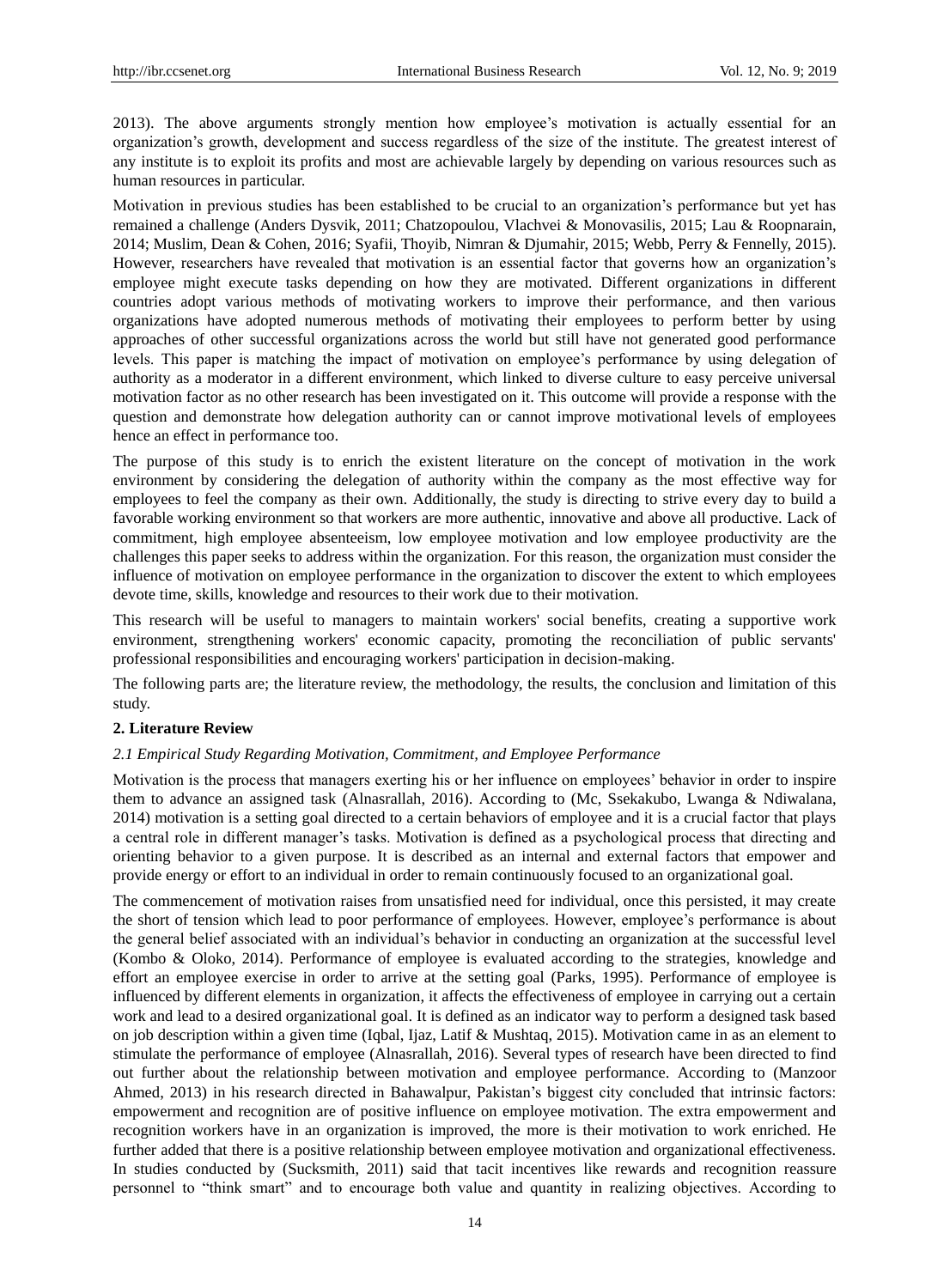2013). The above arguments strongly mention how employee's motivation is actually essential for an organization's growth, development and success regardless of the size of the institute. The greatest interest of any institute is to exploit its profits and most are achievable largely by depending on various resources such as human resources in particular.

Motivation in previous studies has been established to be crucial to an organization's performance but yet has remained a challenge (Anders Dysvik, 2011; Chatzopoulou, Vlachvei & Monovasilis, 2015; Lau & Roopnarain, 2014; Muslim, Dean & Cohen, 2016; Syafii, Thoyib, Nimran & Djumahir, 2015; Webb, Perry & Fennelly, 2015). However, researchers have revealed that motivation is an essential factor that governs how an organization's employee might execute tasks depending on how they are motivated. Different organizations in different countries adopt various methods of motivating workers to improve their performance, and then various organizations have adopted numerous methods of motivating their employees to perform better by using approaches of other successful organizations across the world but still have not generated good performance levels. This paper is matching the impact of motivation on employee's performance by using delegation of authority as a moderator in a different environment, which linked to diverse culture to easy perceive universal motivation factor as no other research has been investigated on it. This outcome will provide a response with the question and demonstrate how delegation authority can or cannot improve motivational levels of employees hence an effect in performance too.

The purpose of this study is to enrich the existent literature on the concept of motivation in the work environment by considering the delegation of authority within the company as the most effective way for employees to feel the company as their own. Additionally, the study is directing to strive every day to build a favorable working environment so that workers are more authentic, innovative and above all productive. Lack of commitment, high employee absenteeism, low employee motivation and low employee productivity are the challenges this paper seeks to address within the organization. For this reason, the organization must consider the influence of motivation on employee performance in the organization to discover the extent to which employees devote time, skills, knowledge and resources to their work due to their motivation.

This research will be useful to managers to maintain workers' social benefits, creating a supportive work environment, strengthening workers' economic capacity, promoting the reconciliation of public servants' professional responsibilities and encouraging workers' participation in decision-making.

The following parts are; the literature review, the methodology, the results, the conclusion and limitation of this study.

## 2. Literature Review

### *2.1 Empirical Study Regarding Motivation, Commitment, and Employee Performance*

Motivation is the process that managers exerting his or her influence on employees' behavior in order to inspire them to advance an assigned task (Alnasrallah, 2016). According to (Mc, Ssekakubo, Lwanga & Ndiwalana, 2014) motivation is a setting goal directed to a certain behaviors of employee and it is a crucial factor that plays a central role in different manager's tasks. Motivation is defined as a psychological process that directing and orienting behavior to a given purpose. It is described as an internal and external factors that empower and provide energy or effort to an individual in order to remain continuously focused to an organizational goal.

The commencement of motivation raises from unsatisfied need for individual, once this persisted, it may create the short of tension which lead to poor performance of employees. However, employee's performance is about the general belief associated with an individual's behavior in conducting an organization at the successful level (Kombo & Oloko, 2014). Performance of employee is evaluated according to the strategies, knowledge and effort an employee exercise in order to arrive at the setting goal (Parks, 1995). Performance of employee is influenced by different elements in organization, it affects the effectiveness of employee in carrying out a certain work and lead to a desired organizational goal. It is defined as an indicator way to perform a designed task based on job description within a given time (Iqbal, Ijaz, Latif & Mushtaq, 2015). Motivation came in as an element to stimulate the performance of employee (Alnasrallah, 2016). Several types of research have been directed to find out further about the relationship between motivation and employee performance. According to (Manzoor Ahmed, 2013) in his research directed in Bahawalpur, Pakistan's biggest city concluded that intrinsic factors: empowerment and recognition are of positive influence on employee motivation. The extra empowerment and recognition workers have in an organization is improved, the more is their motivation to work enriched. He further added that there is a positive relationship between employee motivation and organizational effectiveness. In studies conducted by (Sucksmith, 2011) said that tacit incentives like rewards and recognition reassure personnel to "think smart" and to encourage both value and quantity in realizing objectives. According to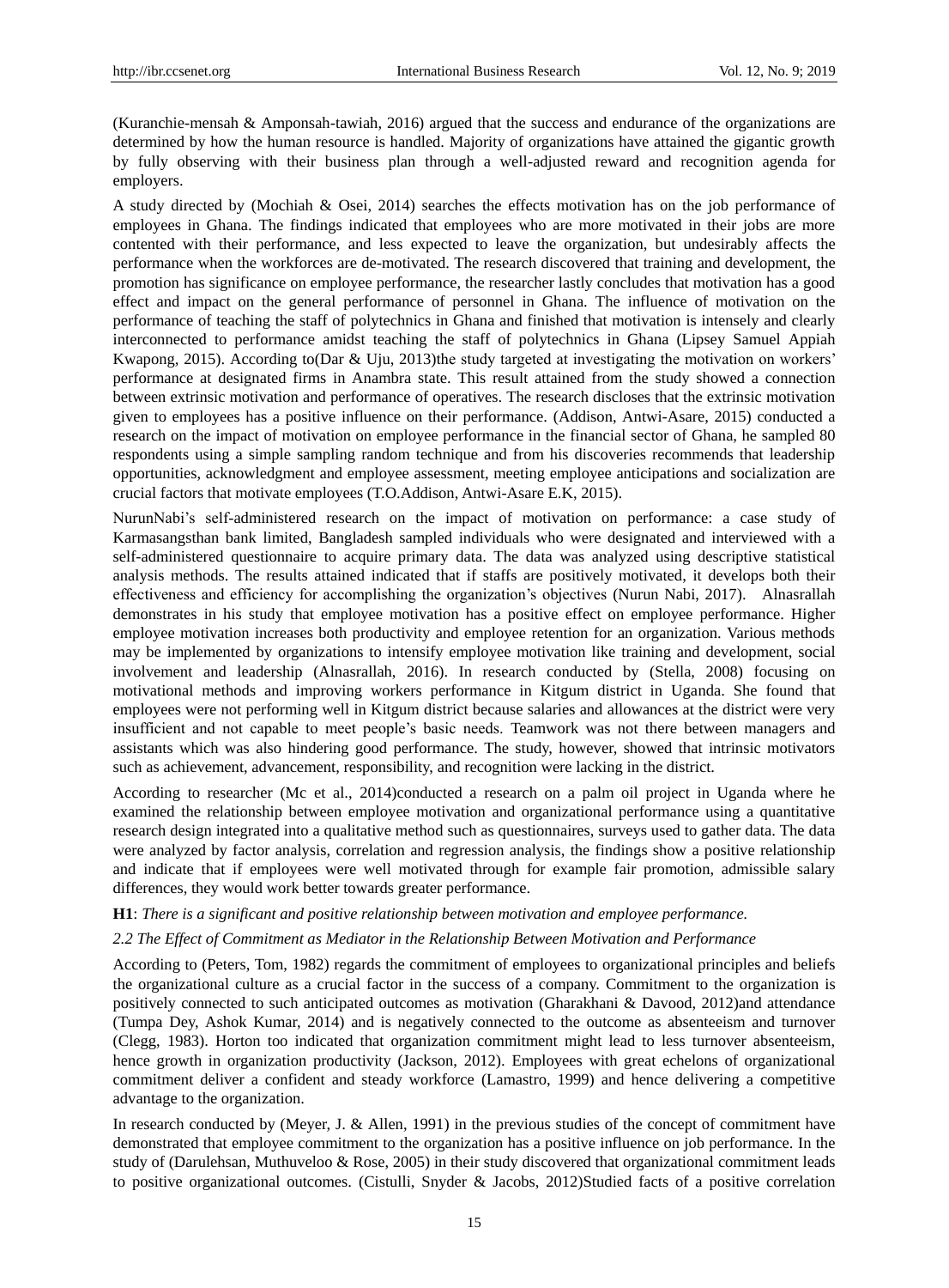(Kuranchie-mensah & Amponsah-tawiah, 2016) argued that the success and endurance of the organizations are determined by how the human resource is handled. Majority of organizations have attained the gigantic growth by fully observing with their business plan through a well-adjusted reward and recognition agenda for employers.

A study directed by (Mochiah & Osei, 2014) searches the effects motivation has on the job performance of employees in Ghana. The findings indicated that employees who are more motivated in their jobs are more contented with their performance, and less expected to leave the organization, but undesirably affects the performance when the workforces are de-motivated. The research discovered that training and development, the promotion has significance on employee performance, the researcher lastly concludes that motivation has a good effect and impact on the general performance of personnel in Ghana. The influence of motivation on the performance of teaching the staff of polytechnics in Ghana and finished that motivation is intensely and clearly interconnected to performance amidst teaching the staff of polytechnics in Ghana (Lipsey Samuel Appiah Kwapong, 2015). According to(Dar & Uju, 2013)the study targeted at investigating the motivation on workers' performance at designated firms in Anambra state. This result attained from the study showed a connection between extrinsic motivation and performance of operatives. The research discloses that the extrinsic motivation given to employees has a positive influence on their performance. (Addison, Antwi-Asare, 2015) conducted a research on the impact of motivation on employee performance in the financial sector of Ghana, he sampled 80 respondents using a simple sampling random technique and from his discoveries recommends that leadership opportunities, acknowledgment and employee assessment, meeting employee anticipations and socialization are crucial factors that motivate employees (T.O.Addison, Antwi-Asare E.K, 2015).

NurunNabi's self-administered research on the impact of motivation on performance: a case study of Karmasangsthan bank limited, Bangladesh sampled individuals who were designated and interviewed with a self-administered questionnaire to acquire primary data. The data was analyzed using descriptive statistical analysis methods. The results attained indicated that if staffs are positively motivated, it develops both their effectiveness and efficiency for accomplishing the organization's objectives (Nurun Nabi, 2017). Alnasrallah demonstrates in his study that employee motivation has a positive effect on employee performance. Higher employee motivation increases both productivity and employee retention for an organization. Various methods may be implemented by organizations to intensify employee motivation like training and development, social involvement and leadership (Alnasrallah, 2016). In research conducted by (Stella, 2008) focusing on motivational methods and improving workers performance in Kitgum district in Uganda. She found that employees were not performing well in Kitgum district because salaries and allowances at the district were very insufficient and not capable to meet people's basic needs. Teamwork was not there between managers and assistants which was also hindering good performance. The study, however, showed that intrinsic motivators such as achievement, advancement, responsibility, and recognition were lacking in the district.

According to researcher (Mc et al., 2014)conducted a research on a palm oil project in Uganda where he examined the relationship between employee motivation and organizational performance using a quantitative research design integrated into a qualitative method such as questionnaires, surveys used to gather data. The data were analyzed by factor analysis, correlation and regression analysis, the findings show a positive relationship and indicate that if employees were well motivated through for example fair promotion, admissible salary differences, they would work better towards greater performance.

**H1**: *There is a significant and positive relationship between motivation and employee performance.*

### *2.2 The Effect of Commitment as Mediator in the Relationship Between Motivation and Performance*

According to (Peters, Tom, 1982) regards the commitment of employees to organizational principles and beliefs the organizational culture as a crucial factor in the success of a company. Commitment to the organization is positively connected to such anticipated outcomes as motivation (Gharakhani & Davood, 2012)and attendance (Tumpa Dey, Ashok Kumar, 2014) and is negatively connected to the outcome as absenteeism and turnover (Clegg, 1983). Horton too indicated that organization commitment might lead to less turnover absenteeism, hence growth in organization productivity (Jackson, 2012). Employees with great echelons of organizational commitment deliver a confident and steady workforce (Lamastro, 1999) and hence delivering a competitive advantage to the organization.

In research conducted by (Meyer, J. & Allen, 1991) in the previous studies of the concept of commitment have demonstrated that employee commitment to the organization has a positive influence on job performance. In the study of (Darulehsan, Muthuveloo & Rose, 2005) in their study discovered that organizational commitment leads to positive organizational outcomes. (Cistulli, Snyder & Jacobs, 2012)Studied facts of a positive correlation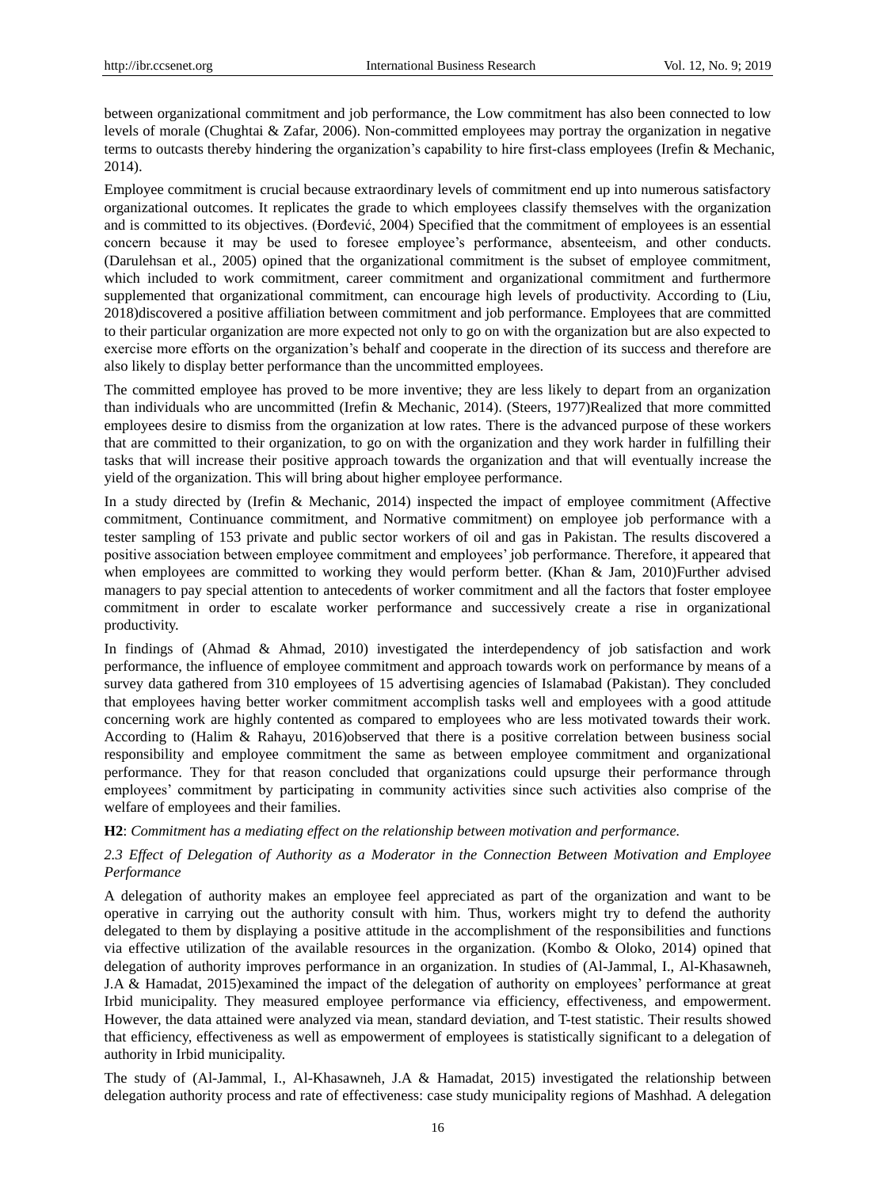between organizational commitment and job performance, the Low commitment has also been connected to low levels of morale (Chughtai & Zafar, 2006). Non-committed employees may portray the organization in negative terms to outcasts thereby hindering the organization's capability to hire first-class employees (Irefin & Mechanic, 2014).

Employee commitment is crucial because extraordinary levels of commitment end up into numerous satisfactory organizational outcomes. It replicates the grade to which employees classify themselves with the organization and is committed to its objectives. (Đorđević, 2004) Specified that the commitment of employees is an essential concern because it may be used to foresee employee's performance, absenteeism, and other conducts. (Darulehsan et al., 2005) opined that the organizational commitment is the subset of employee commitment, which included to work commitment, career commitment and organizational commitment and furthermore supplemented that organizational commitment, can encourage high levels of productivity. According to (Liu, 2018)discovered a positive affiliation between commitment and job performance. Employees that are committed to their particular organization are more expected not only to go on with the organization but are also expected to exercise more efforts on the organization's behalf and cooperate in the direction of its success and therefore are also likely to display better performance than the uncommitted employees.

The committed employee has proved to be more inventive; they are less likely to depart from an organization than individuals who are uncommitted (Irefin & Mechanic, 2014). (Steers, 1977)Realized that more committed employees desire to dismiss from the organization at low rates. There is the advanced purpose of these workers that are committed to their organization, to go on with the organization and they work harder in fulfilling their tasks that will increase their positive approach towards the organization and that will eventually increase the yield of the organization. This will bring about higher employee performance.

In a study directed by (Irefin & Mechanic, 2014) inspected the impact of employee commitment (Affective commitment, Continuance commitment, and Normative commitment) on employee job performance with a tester sampling of 153 private and public sector workers of oil and gas in Pakistan. The results discovered a positive association between employee commitment and employees' job performance. Therefore, it appeared that when employees are committed to working they would perform better. (Khan & Jam, 2010)Further advised managers to pay special attention to antecedents of worker commitment and all the factors that foster employee commitment in order to escalate worker performance and successively create a rise in organizational productivity.

In findings of (Ahmad & Ahmad, 2010) investigated the interdependency of job satisfaction and work performance, the influence of employee commitment and approach towards work on performance by means of a survey data gathered from 310 employees of 15 advertising agencies of Islamabad (Pakistan). They concluded that employees having better worker commitment accomplish tasks well and employees with a good attitude concerning work are highly contented as compared to employees who are less motivated towards their work. According to (Halim & Rahayu, 2016)observed that there is a positive correlation between business social responsibility and employee commitment the same as between employee commitment and organizational performance. They for that reason concluded that organizations could upsurge their performance through employees' commitment by participating in community activities since such activities also comprise of the welfare of employees and their families.

**H2**: *Commitment has a mediating effect on the relationship between motivation and performance.*

### *2.3 Effect of Delegation of Authority as a Moderator in the Connection Between Motivation and Employee Performance*

A delegation of authority makes an employee feel appreciated as part of the organization and want to be operative in carrying out the authority consult with him. Thus, workers might try to defend the authority delegated to them by displaying a positive attitude in the accomplishment of the responsibilities and functions via effective utilization of the available resources in the organization. (Kombo & Oloko, 2014) opined that delegation of authority improves performance in an organization. In studies of (Al-Jammal, I., Al-Khasawneh, J.A & Hamadat, 2015)examined the impact of the delegation of authority on employees' performance at great Irbid municipality. They measured employee performance via efficiency, effectiveness, and empowerment. However, the data attained were analyzed via mean, standard deviation, and T-test statistic. Their results showed that efficiency, effectiveness as well as empowerment of employees is statistically significant to a delegation of authority in Irbid municipality.

The study of (Al-Jammal, I., Al-Khasawneh, J.A & Hamadat, 2015) investigated the relationship between delegation authority process and rate of effectiveness: case study municipality regions of Mashhad. A delegation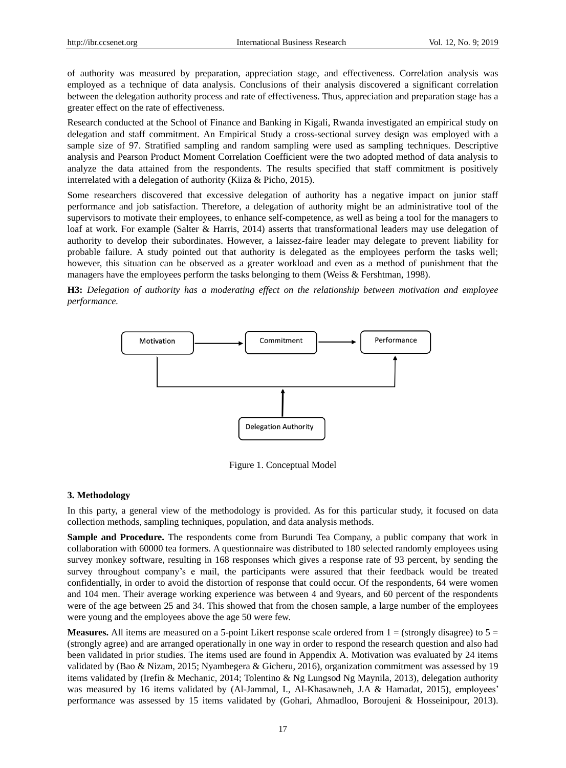of authority was measured by preparation, appreciation stage, and effectiveness. Correlation analysis was employed as a technique of data analysis. Conclusions of their analysis discovered a significant correlation between the delegation authority process and rate of effectiveness. Thus, appreciation and preparation stage has a greater effect on the rate of effectiveness.

Research conducted at the School of Finance and Banking in Kigali, Rwanda investigated an empirical study on delegation and staff commitment. An Empirical Study a cross-sectional survey design was employed with a sample size of 97. Stratified sampling and random sampling were used as sampling techniques. Descriptive analysis and Pearson Product Moment Correlation Coefficient were the two adopted method of data analysis to analyze the data attained from the respondents. The results specified that staff commitment is positively interrelated with a delegation of authority (Kiiza & Picho, 2015).

Some researchers discovered that excessive delegation of authority has a negative impact on junior staff performance and job satisfaction. Therefore, a delegation of authority might be an administrative tool of the supervisors to motivate their employees, to enhance self-competence, as well as being a tool for the managers to loaf at work. For example (Salter & Harris, 2014) asserts that transformational leaders may use delegation of authority to develop their subordinates. However, a laissez-faire leader may delegate to prevent liability for probable failure. A study pointed out that authority is delegated as the employees perform the tasks well; however, this situation can be observed as a greater workload and even as a method of punishment that the managers have the employees perform the tasks belonging to them (Weiss & Fershtman, 1998).

**H3:** *Delegation of authority has a moderating effect on the relationship between motivation and employee performance.*

Motivation → Commitment → Performance

Delegation Authority

Figure 1. Conceptual Model

### 3. Methodology

In this party, a general view of the methodology is provided. As for this particular study, it focused on data collection methods, sampling techniques, population, and data analysis methods.

**Sample and Procedure.** The respondents come from Burundi Tea Company, a public company that work in collaboration with 60000 tea formers. A questionnaire was distributed to 180 selected randomly employees using survey monkey software, resulting in 168 responses which gives a response rate of 93 percent, by sending the survey throughout company's e mail, the participants were assured that their feedback would be treated confidentially, in order to avoid the distortion of response that could occur. Of the respondents, 64 were women and 104 men. Their average working experience was between 4 and 9years, and 60 percent of the respondents were of the age between 25 and 34. This showed that from the chosen sample, a large number of the employees were young and the employees above the age 50 were few.

**Measures.** All items are measured on a 5-point Likert response scale ordered from 1 = (strongly disagree) to 5 = (strongly agree) and are arranged operationally in one way in order to respond the research question and also had been validated in prior studies. The items used are found in Appendix A. Motivation was evaluated by 24 items validated by (Bao & Nizam, 2015; Nyambegera & Gicheru, 2016), organization commitment was assessed by 19 items validated by (Irefin & Mechanic, 2014; Tolentino & Ng Lungsod Ng Maynila, 2013), delegation authority was measured by 16 items validated by (Al-Jammal, I., Al-Khasawneh, J.A & Hamadat, 2015), employees' performance was assessed by 15 items validated by (Gohari, Ahmadloo, Boroujeni & Hosseinipour, 2013).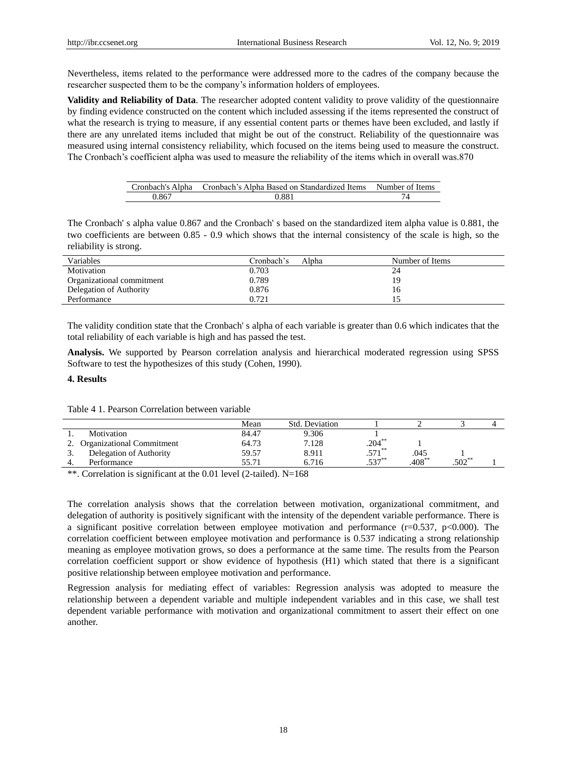Nevertheless, items related to the performance were addressed more to the cadres of the company because the researcher suspected them to be the company's information holders of employees.

**Validity and Reliability of Data**. The researcher adopted content validity to prove validity of the questionnaire by finding evidence constructed on the content which included assessing if the items represented the construct of what the research is trying to measure, if any essential content parts or themes have been excluded, and lastly if there are any unrelated items included that might be out of the construct. Reliability of the questionnaire was measured using internal consistency reliability, which focused on the items being used to measure the construct. The Cronbach's coefficient alpha was used to measure the reliability of the items which in overall was.870

| Cronbach's Alpha | Cronbach's Alpha Based on Standardized Items | Number of Items |
|---|---|---|
| 0.867 | 0.881 | 74 |

The Cronbach' s alpha value 0.867 and the Cronbach' s based on the standardized item alpha value is 0.881, the two coefficients are between 0.85 - 0.9 which shows that the internal consistency of the scale is high, so the reliability is strong.

| Variables | Cronbach's Alpha | Number of Items |
|---|---|---|
| Motivation | 0.703 | 24 |
| Organizational commitment | 0.789 | 19 |
| Delegation of Authority | 0.876 | 16 |
| Performance | 0.721 | 15 |

The validity condition state that the Cronbach' s alpha of each variable is greater than 0.6 which indicates that the total reliability of each variable is high and has passed the test.

**Analysis.** We supported by Pearson correlation analysis and hierarchical moderated regression using SPSS Software to test the hypothesizes of this study (Cohen, 1990).

#### 4. Results

Table 4 1. Pearson Correlation between variable

| | Mean | Std. Deviation | 1 | 2 | 3 | 4 |
|---|---|---|---|---|---|---|
| 1. Motivation | 84.47 | 9.306 | 1 | | | |
| 2. Organizational Commitment | 64.73 | 7.128 | .204** | 1 | | |
| 3. Delegation of Authority | 59.57 | 8.911 | .571** | .045 | 1 | |
| 4. Performance | 55.71 | 6.716 | .537** | .408** | .502** | 1 |

**. Correlation is significant at the 0.01 level (2-tailed). N=168

The correlation analysis shows that the correlation between motivation, organizational commitment, and delegation of authority is positively significant with the intensity of the dependent variable performance. There is a significant positive correlation between employee motivation and performance ($r=0.537$, $p<0.000$). The correlation coefficient between employee motivation and performance is 0.537 indicating a strong relationship meaning as employee motivation grows, so does a performance at the same time. The results from the Pearson correlation coefficient support or show evidence of hypothesis (H1) which stated that there is a significant positive relationship between employee motivation and performance.

Regression analysis for mediating effect of variables: Regression analysis was adopted to measure the relationship between a dependent variable and multiple independent variables and in this case, we shall test dependent variable performance with motivation and organizational commitment to assert their effect on one another.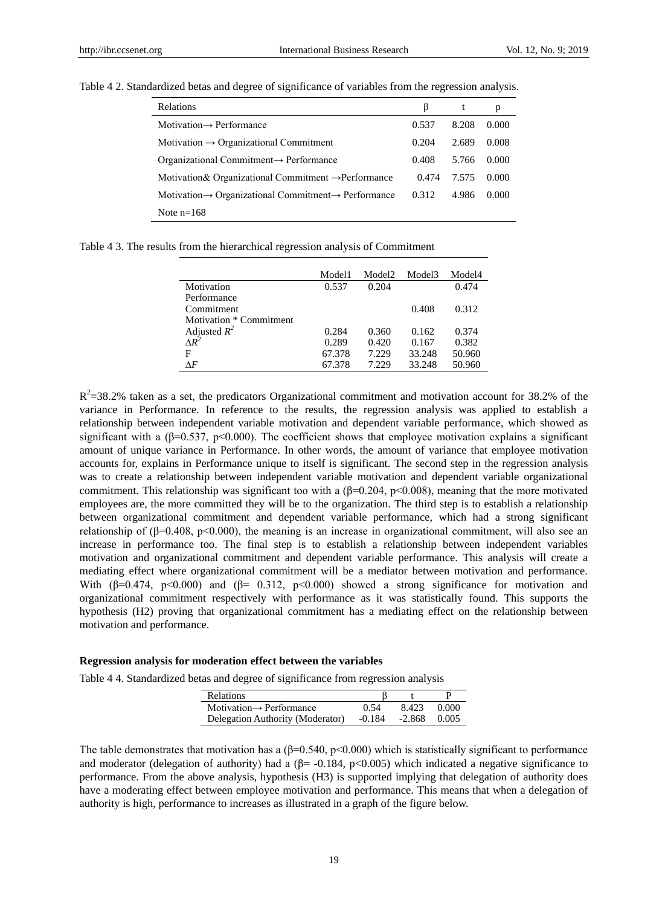Table 4 2. Standardized betas and degree of significance of variables from the regression analysis.

| Relations | β | t | p |
|---|---|---|---|
| Motivation→ Performance | 0.537 | 8.208 | 0.000 |
| Motivation → Organizational Commitment | 0.204 | 2.689 | 0.008 |
| Organizational Commitment→ Performance | 0.408 | 5.766 | 0.000 |
| Motivation& Organizational Commitment →Performance | 0.474 | 7.575 | 0.000 |
| Motivation→ Organizational Commitment→ Performance | 0.312 | 4.986 | 0.000 |
| Note n=168 | | | |

Table 4 3. The results from the hierarchical regression analysis of Commitment

| | Model1 | Model2 | Model3 | Model4 |
|---|---|---|---|---|
| Motivation | 0.537 | 0.204 | | 0.474 |
| Performance | | | | |
| Commitment | | | 0.408 | 0.312 |
| Motivation * Commitment | | | | |
| Adjusted $R^2$ | 0.284 | 0.360 | 0.162 | 0.374 |
| $\Delta R^2$ | 0.289 | 0.420 | 0.167 | 0.382 |
| F | 67.378 | 7.229 | 33.248 | 50.960 |
| $\Delta F$ | 67.378 | 7.229 | 33.248 | 50.960 |

$R^2$=38.2% taken as a set, the predicators Organizational commitment and motivation account for 38.2% of the variance in Performance. In reference to the results, the regression analysis was applied to establish a relationship between independent variable motivation and dependent variable performance, which showed as significant with a (β=0.537, p<0.000). The coefficient shows that employee motivation explains a significant amount of unique variance in Performance. In other words, the amount of variance that employee motivation accounts for, explains in Performance unique to itself is significant. The second step in the regression analysis was to create a relationship between independent variable motivation and dependent variable organizational commitment. This relationship was significant too with a (β=0.204, p<0.008), meaning that the more motivated employees are, the more committed they will be to the organization. The third step is to establish a relationship between organizational commitment and dependent variable performance, which had a strong significant relationship of (β=0.408, p<0.000), the meaning is an increase in organizational commitment, will also see an increase in performance too. The final step is to establish a relationship between independent variables motivation and organizational commitment and dependent variable performance. This analysis will create a mediating effect where organizational commitment will be a mediator between motivation and performance. With (β=0.474, p<0.000) and (β= 0.312, p<0.000) showed a strong significance for motivation and organizational commitment respectively with performance as it was statistically found. This supports the hypothesis (H2) proving that organizational commitment has a mediating effect on the relationship between motivation and performance.

**Regression analysis for moderation effect between the variables**

Table 4 4. Standardized betas and degree of significance from regression analysis

| Relations | β | t | P |
|---|---|---|---|
| Motivation→ Performance | 0.54 | 8.423 | 0.000 |
| Delegation Authority (Moderator) | -0.184 | -2.868 | 0.005 |

The table demonstrates that motivation has a (β=0.540, p<0.000) which is statistically significant to performance and moderator (delegation of authority) had a (β= -0.184, p<0.005) which indicated a negative significance to performance. From the above analysis, hypothesis (H3) is supported implying that delegation of authority does have a moderating effect between employee motivation and performance. This means that when a delegation of authority is high, performance to increases as illustrated in a graph of the figure below.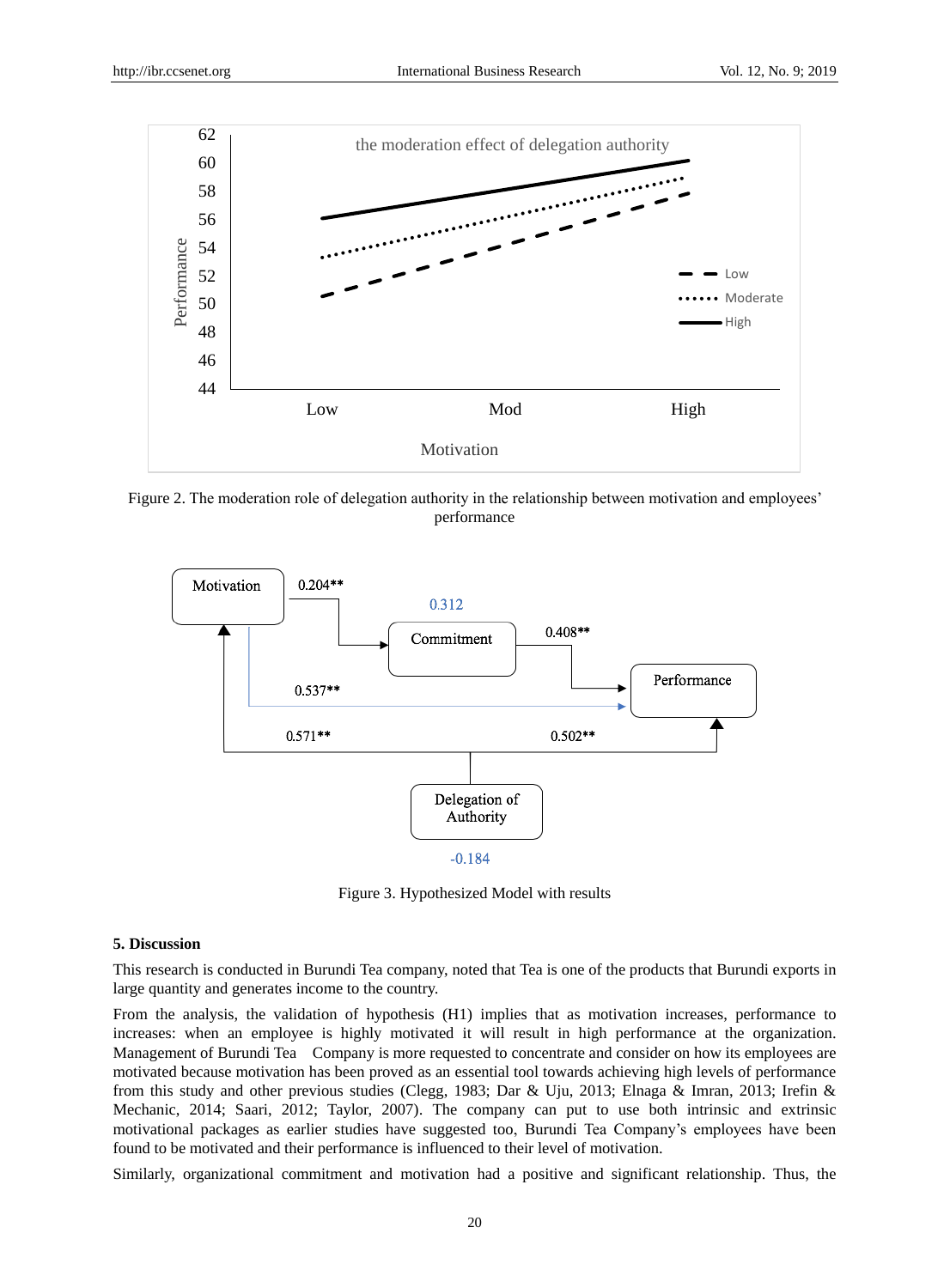Figure 2. The moderation role of delegation authority in the relationship between motivation and employees' performance

Figure 3. Hypothesized Model with results

### 5. Discussion

This research is conducted in Burundi Tea company, noted that Tea is one of the products that Burundi exports in large quantity and generates income to the country.

From the analysis, the validation of hypothesis (H1) implies that as motivation increases, performance to increases: when an employee is highly motivated it will result in high performance at the organization. Management of Burundi Tea Company is more requested to concentrate and consider on how its employees are motivated because motivation has been proved as an essential tool towards achieving high levels of performance from this study and other previous studies (Clegg, 1983; Dar & Uju, 2013; Elnaga & Imran, 2013; Irefin & Mechanic, 2014; Saari, 2012; Taylor, 2007). The company can put to use both intrinsic and extrinsic motivational packages as earlier studies have suggested too, Burundi Tea Company's employees have been found to be motivated and their performance is influenced to their level of motivation.

Similarly, organizational commitment and motivation had a positive and significant relationship. Thus, the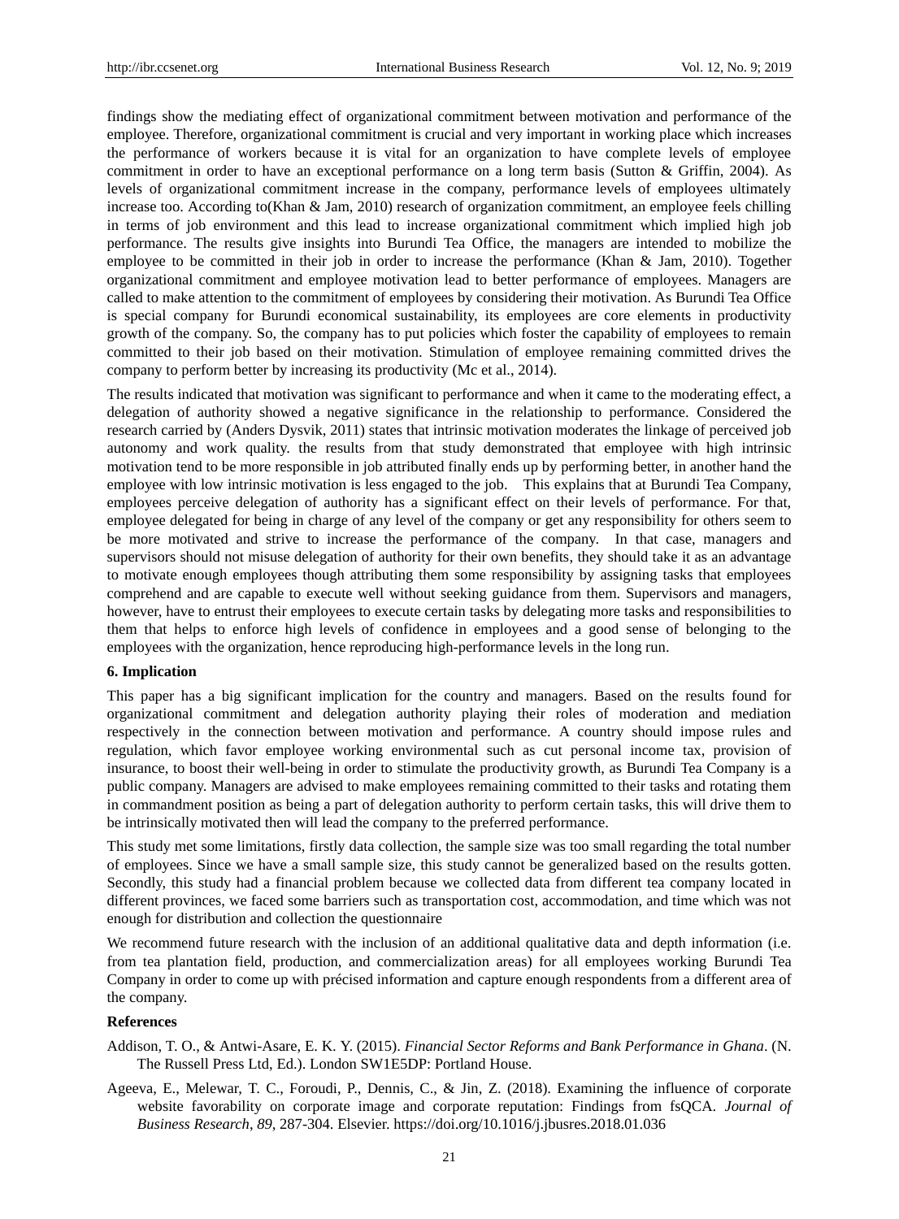findings show the mediating effect of organizational commitment between motivation and performance of the employee. Therefore, organizational commitment is crucial and very important in working place which increases the performance of workers because it is vital for an organization to have complete levels of employee commitment in order to have an exceptional performance on a long term basis (Sutton & Griffin, 2004). As levels of organizational commitment increase in the company, performance levels of employees ultimately increase too. According to(Khan & Jam, 2010) research of organization commitment, an employee feels chilling in terms of job environment and this lead to increase organizational commitment which implied high job performance. The results give insights into Burundi Tea Office, the managers are intended to mobilize the employee to be committed in their job in order to increase the performance (Khan & Jam, 2010). Together organizational commitment and employee motivation lead to better performance of employees. Managers are called to make attention to the commitment of employees by considering their motivation. As Burundi Tea Office is special company for Burundi economical sustainability, its employees are core elements in productivity growth of the company. So, the company has to put policies which foster the capability of employees to remain committed to their job based on their motivation. Stimulation of employee remaining committed drives the company to perform better by increasing its productivity (Mc et al., 2014).

The results indicated that motivation was significant to performance and when it came to the moderating effect, a delegation of authority showed a negative significance in the relationship to performance. Considered the research carried by (Anders Dysvik, 2011) states that intrinsic motivation moderates the linkage of perceived job autonomy and work quality. the results from that study demonstrated that employee with high intrinsic motivation tend to be more responsible in job attributed finally ends up by performing better, in another hand the employee with low intrinsic motivation is less engaged to the job. This explains that at Burundi Tea Company, employees perceive delegation of authority has a significant effect on their levels of performance. For that, employee delegated for being in charge of any level of the company or get any responsibility for others seem to be more motivated and strive to increase the performance of the company. In that case, managers and supervisors should not misuse delegation of authority for their own benefits, they should take it as an advantage to motivate enough employees though attributing them some responsibility by assigning tasks that employees comprehend and are capable to execute well without seeking guidance from them. Supervisors and managers, however, have to entrust their employees to execute certain tasks by delegating more tasks and responsibilities to them that helps to enforce high levels of confidence in employees and a good sense of belonging to the employees with the organization, hence reproducing high-performance levels in the long run.

### 6. Implication

This paper has a big significant implication for the country and managers. Based on the results found for organizational commitment and delegation authority playing their roles of moderation and mediation respectively in the connection between motivation and performance. A country should impose rules and regulation, which favor employee working environmental such as cut personal income tax, provision of insurance, to boost their well-being in order to stimulate the productivity growth, as Burundi Tea Company is a public company. Managers are advised to make employees remaining committed to their tasks and rotating them in commandment position as being a part of delegation authority to perform certain tasks, this will drive them to be intrinsically motivated then will lead the company to the preferred performance.

This study met some limitations, firstly data collection, the sample size was too small regarding the total number of employees. Since we have a small sample size, this study cannot be generalized based on the results gotten. Secondly, this study had a financial problem because we collected data from different tea company located in different provinces, we faced some barriers such as transportation cost, accommodation, and time which was not enough for distribution and collection the questionnaire

We recommend future research with the inclusion of an additional qualitative data and depth information (i.e. from tea plantation field, production, and commercialization areas) for all employees working Burundi Tea Company in order to come up with précised information and capture enough respondents from a different area of the company.

### References

Addison, T. O., & Antwi-Asare, E. K. Y. (2015). *Financial Sector Reforms and Bank Performance in Ghana*. (N. The Russell Press Ltd, Ed.). London SW1E5DP: Portland House.

Ageeva, E., Melewar, T. C., Foroudi, P., Dennis, C., & Jin, Z. (2018). Examining the influence of corporate website favorability on corporate image and corporate reputation: Findings from fsQCA. *Journal of Business Research*, *89*, 287-304. Elsevier. https://doi.org/10.1016/j.jbusres.2018.01.036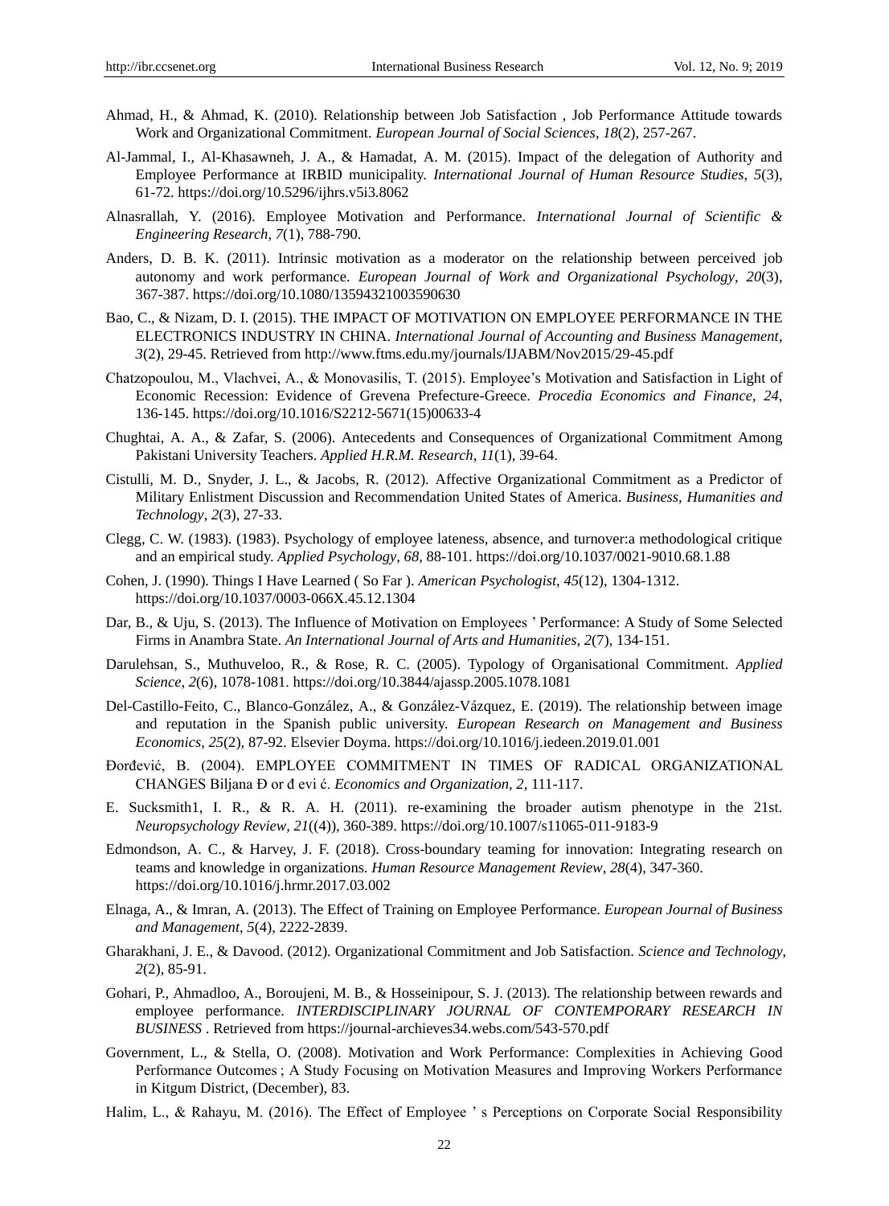Ahmad, H., & Ahmad, K. (2010). Relationship between Job Satisfaction , Job Performance Attitude towards Work and Organizational Commitment. *European Journal of Social Sciences*, *18*(2), 257-267.

Al-Jammal, I., Al-Khasawneh, J. A., & Hamadat, A. M. (2015). Impact of the delegation of Authority and Employee Performance at IRBID municipality. *International Journal of Human Resource Studies*, *5*(3), 61-72. https://doi.org/10.5296/ijhrs.v5i3.8062

Alnasrallah, Y. (2016). Employee Motivation and Performance. *International Journal of Scientific & Engineering Research*, *7*(1), 788-790.

Anders, D. B. K. (2011). Intrinsic motivation as a moderator on the relationship between perceived job autonomy and work performance. *European Journal of Work and Organizational Psychology*, *20*(3), 367-387. https://doi.org/10.1080/13594321003590630

Bao, C., & Nizam, D. I. (2015). THE IMPACT OF MOTIVATION ON EMPLOYEE PERFORMANCE IN THE ELECTRONICS INDUSTRY IN CHINA. *International Journal of Accounting and Business Management*, *3*(2), 29-45. Retrieved from http://www.ftms.edu.my/journals/IJABM/Nov2015/29-45.pdf

Chatzopoulou, M., Vlachvei, A., & Monovasilis, T. (2015). Employee's Motivation and Satisfaction in Light of Economic Recession: Evidence of Grevena Prefecture-Greece. *Procedia Economics and Finance*, *24*, 136-145. https://doi.org/10.1016/S2212-5671(15)00633-4

Chughtai, A. A., & Zafar, S. (2006). Antecedents and Consequences of Organizational Commitment Among Pakistani University Teachers. *Applied H.R.M. Research*, *11*(1), 39-64.

Cistulli, M. D., Snyder, J. L., & Jacobs, R. (2012). Affective Organizational Commitment as a Predictor of Military Enlistment Discussion and Recommendation United States of America. *Business, Humanities and Technology*, *2*(3), 27-33.

Clegg, C. W. (1983). (1983). Psychology of employee lateness, absence, and turnover:a methodological critique and an empirical study. *Applied Psychology*, *68*, 88-101. https://doi.org/10.1037/0021-9010.68.1.88

Cohen, J. (1990). Things I Have Learned ( So Far ). *American Psychologist*, *45*(12), 1304-1312. https://doi.org/10.1037/0003-066X.45.12.1304

Dar, B., & Uju, S. (2013). The Influence of Motivation on Employees ' Performance: A Study of Some Selected Firms in Anambra State. *An International Journal of Arts and Humanities*, *2*(7), 134-151.

Darulehsan, S., Muthuveloo, R., & Rose, R. C. (2005). Typology of Organisational Commitment. *Applied Science*, *2*(6), 1078-1081. https://doi.org/10.3844/ajassp.2005.1078.1081

Del-Castillo-Feito, C., Blanco-González, A., & González-Vázquez, E. (2019). The relationship between image and reputation in the Spanish public university. *European Research on Management and Business Economics*, *25*(2), 87-92. Elsevier Doyma. https://doi.org/10.1016/j.iedeen.2019.01.001

Đorđević, B. (2004). EMPLOYEE COMMITMENT IN TIMES OF RADICAL ORGANIZATIONAL CHANGES Biljana Đ or đ evi ć. *Economics and Organization*, *2*, 111-117.

E. Sucksmith1, I. R., & R. A. H. (2011). re-examining the broader autism phenotype in the 21st. *Neuropsychology Review*, *21*((4)), 360-389. https://doi.org/10.1007/s11065-011-9183-9

Edmondson, A. C., & Harvey, J. F. (2018). Cross-boundary teaming for innovation: Integrating research on teams and knowledge in organizations. *Human Resource Management Review*, *28*(4), 347-360. https://doi.org/10.1016/j.hrmr.2017.03.002

Elnaga, A., & Imran, A. (2013). The Effect of Training on Employee Performance. *European Journal of Business and Management*, *5*(4), 2222-2839.

Gharakhani, J. E., & Davood. (2012). Organizational Commitment and Job Satisfaction. *Science and Technology*, *2*(2), 85-91.

Gohari, P., Ahmadloo, A., Boroujeni, M. B., & Hosseinipour, S. J. (2013). The relationship between rewards and employee performance. *INTERDISCIPLINARY JOURNAL OF CONTEMPORARY RESEARCH IN BUSINESS* . Retrieved from https://journal-archieves34.webs.com/543-570.pdf

Government, L., & Stella, O. (2008). Motivation and Work Performance: Complexities in Achieving Good Performance Outcomes ; A Study Focusing on Motivation Measures and Improving Workers Performance in Kitgum District, (December), 83.

Halim, L., & Rahayu, M. (2016). The Effect of Employee ' s Perceptions on Corporate Social Responsibility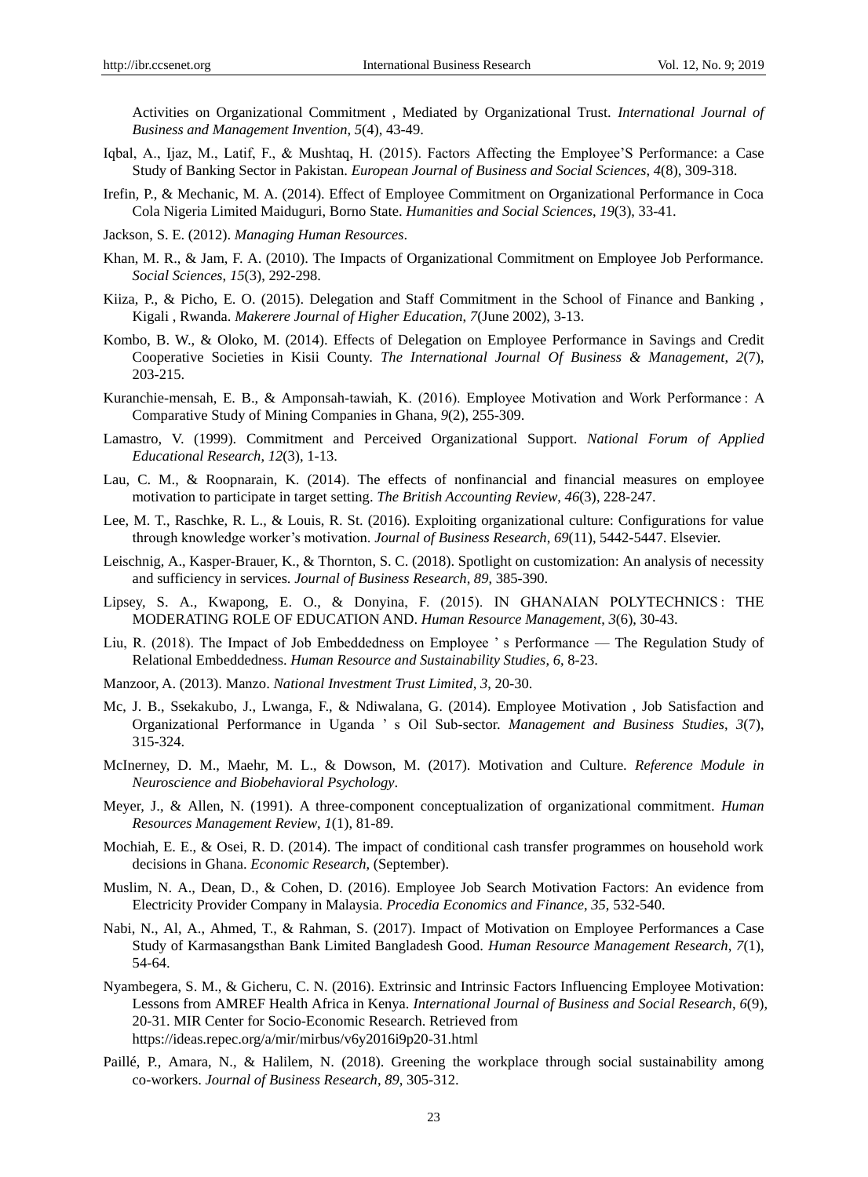Activities on Organizational Commitment , Mediated by Organizational Trust. *International Journal of Business and Management Invention*, *5*(4), 43-49.

Iqbal, A., Ijaz, M., Latif, F., & Mushtaq, H. (2015). Factors Affecting the Employee'S Performance: a Case Study of Banking Sector in Pakistan. *European Journal of Business and Social Sciences*, *4*(8), 309-318.

Irefin, P., & Mechanic, M. A. (2014). Effect of Employee Commitment on Organizational Performance in Coca Cola Nigeria Limited Maiduguri, Borno State. *Humanities and Social Sciences*, *19*(3), 33-41.

Jackson, S. E. (2012). *Managing Human Resources*.

Khan, M. R., & Jam, F. A. (2010). The Impacts of Organizational Commitment on Employee Job Performance. *Social Sciences*, *15*(3), 292-298.

Kiiza, P., & Picho, E. O. (2015). Delegation and Staff Commitment in the School of Finance and Banking , Kigali , Rwanda. *Makerere Journal of Higher Education*, *7*(June 2002), 3-13.

Kombo, B. W., & Oloko, M. (2014). Effects of Delegation on Employee Performance in Savings and Credit Cooperative Societies in Kisii County. *The International Journal Of Business & Management*, *2*(7), 203-215.

Kuranchie-mensah, E. B., & Amponsah-tawiah, K. (2016). Employee Motivation and Work Performance : A Comparative Study of Mining Companies in Ghana, *9*(2), 255-309.

Lamastro, V. (1999). Commitment and Perceived Organizational Support. *National Forum of Applied Educational Research*, *12*(3), 1-13.

Lau, C. M., & Roopnarain, K. (2014). The effects of nonfinancial and financial measures on employee motivation to participate in target setting. *The British Accounting Review*, *46*(3), 228-247.

Lee, M. T., Raschke, R. L., & Louis, R. St. (2016). Exploiting organizational culture: Configurations for value through knowledge worker's motivation. *Journal of Business Research*, *69*(11), 5442-5447. Elsevier.

Leischnig, A., Kasper-Brauer, K., & Thornton, S. C. (2018). Spotlight on customization: An analysis of necessity and sufficiency in services. *Journal of Business Research*, *89*, 385-390.

Lipsey, S. A., Kwapong, E. O., & Donyina, F. (2015). IN GHANAIAN POLYTECHNICS : THE MODERATING ROLE OF EDUCATION AND. *Human Resource Management*, *3*(6), 30-43.

Liu, R. (2018). The Impact of Job Embeddedness on Employee ' s Performance — The Regulation Study of Relational Embeddedness. *Human Resource and Sustainability Studies*, *6*, 8-23.

Manzoor, A. (2013). Manzo. *National Investment Trust Limited*, *3*, 20-30.

Mc, J. B., Ssekakubo, J., Lwanga, F., & Ndiwalana, G. (2014). Employee Motivation , Job Satisfaction and Organizational Performance in Uganda ' s Oil Sub-sector. *Management and Business Studies*, *3*(7), 315-324.

McInerney, D. M., Maehr, M. L., & Dowson, M. (2017). Motivation and Culture. *Reference Module in Neuroscience and Biobehavioral Psychology*.

Meyer, J., & Allen, N. (1991). A three-component conceptualization of organizational commitment. *Human Resources Management Review*, *1*(1), 81-89.

Mochiah, E. E., & Osei, R. D. (2014). The impact of conditional cash transfer programmes on household work decisions in Ghana. *Economic Research*, (September).

Muslim, N. A., Dean, D., & Cohen, D. (2016). Employee Job Search Motivation Factors: An evidence from Electricity Provider Company in Malaysia. *Procedia Economics and Finance*, *35*, 532-540.

Nabi, N., Al, A., Ahmed, T., & Rahman, S. (2017). Impact of Motivation on Employee Performances a Case Study of Karmasangsthan Bank Limited Bangladesh Good. *Human Resource Management Research*, *7*(1), 54-64.

Nyambegera, S. M., & Gicheru, C. N. (2016). Extrinsic and Intrinsic Factors Influencing Employee Motivation: Lessons from AMREF Health Africa in Kenya. *International Journal of Business and Social Research*, *6*(9), 20-31. MIR Center for Socio-Economic Research. Retrieved from https://ideas.repec.org/a/mir/mirbus/v6y2016i9p20-31.html

Paillé, P., Amara, N., & Halilem, N. (2018). Greening the workplace through social sustainability among co-workers. *Journal of Business Research*, *89*, 305-312.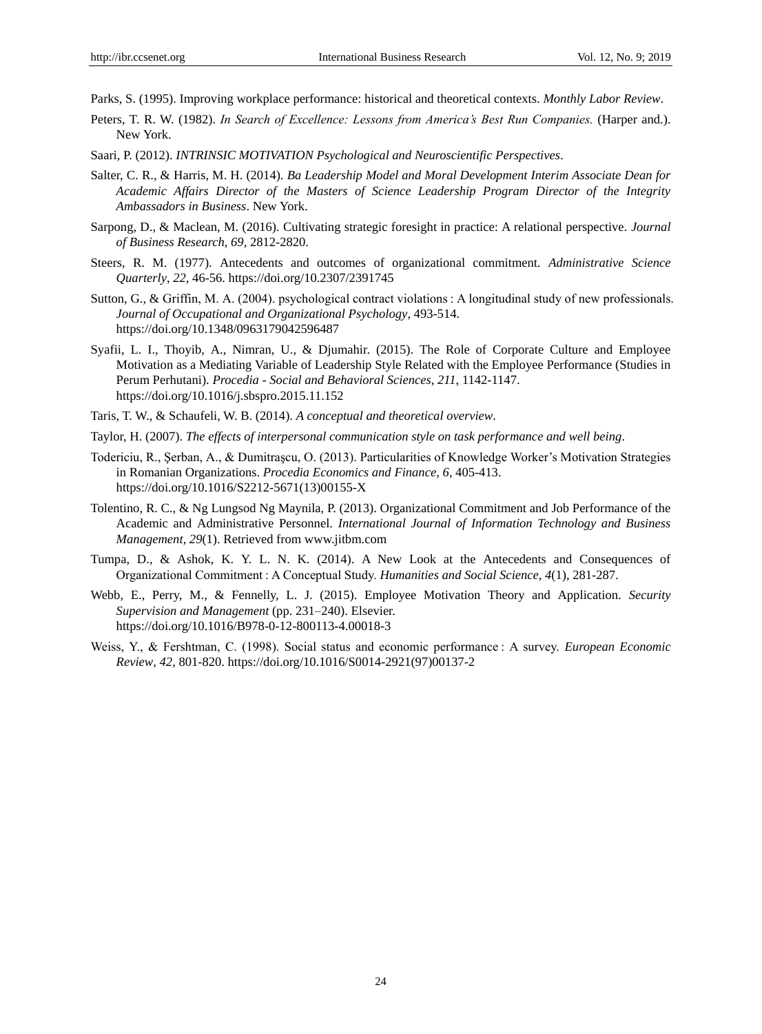Parks, S. (1995). Improving workplace performance: historical and theoretical contexts. *Monthly Labor Review*.

Peters, T. R. W. (1982). *In Search of Excellence: Lessons from America's Best Run Companies.* (Harper and.). New York.

Saari, P. (2012). *INTRINSIC MOTIVATION Psychological and Neuroscientific Perspectives*.

Salter, C. R., & Harris, M. H. (2014). *Ba Leadership Model and Moral Development Interim Associate Dean for Academic Affairs Director of the Masters of Science Leadership Program Director of the Integrity Ambassadors in Business*. New York.

Sarpong, D., & Maclean, M. (2016). Cultivating strategic foresight in practice: A relational perspective. *Journal of Business Research*, *69*, 2812-2820.

Steers, R. M. (1977). Antecedents and outcomes of organizational commitment. *Administrative Science Quarterly*, *22*, 46-56. https://doi.org/10.2307/2391745

Sutton, G., & Griffin, M. A. (2004). psychological contract violations : A longitudinal study of new professionals. *Journal of Occupational and Organizational Psychology*, 493-514. https://doi.org/10.1348/0963179042596487

Syafii, L. I., Thoyib, A., Nimran, U., & Djumahir. (2015). The Role of Corporate Culture and Employee Motivation as a Mediating Variable of Leadership Style Related with the Employee Performance (Studies in Perum Perhutani). *Procedia - Social and Behavioral Sciences*, *211*, 1142-1147. https://doi.org/10.1016/j.sbspro.2015.11.152

Taris, T. W., & Schaufeli, W. B. (2014). *A conceptual and theoretical overview*.

Taylor, H. (2007). *The effects of interpersonal communication style on task performance and well being*.

Todericiu, R., Şerban, A., & Dumitraşcu, O. (2013). Particularities of Knowledge Worker's Motivation Strategies in Romanian Organizations. *Procedia Economics and Finance*, *6*, 405-413. https://doi.org/10.1016/S2212-5671(13)00155-X

Tolentino, R. C., & Ng Lungsod Ng Maynila, P. (2013). Organizational Commitment and Job Performance of the Academic and Administrative Personnel. *International Journal of Information Technology and Business Management*, *29*(1). Retrieved from www.jitbm.com

Tumpa, D., & Ashok, K. Y. L. N. K. (2014). A New Look at the Antecedents and Consequences of Organizational Commitment : A Conceptual Study. *Humanities and Social Science*, *4*(1), 281-287.

Webb, E., Perry, M., & Fennelly, L. J. (2015). Employee Motivation Theory and Application. *Security Supervision and Management* (pp. 231–240). Elsevier. https://doi.org/10.1016/B978-0-12-800113-4.00018-3

Weiss, Y., & Fershtman, C. (1998). Social status and economic performance : A survey. *European Economic Review*, *42*, 801-820. https://doi.org/10.1016/S0014-2921(97)00137-2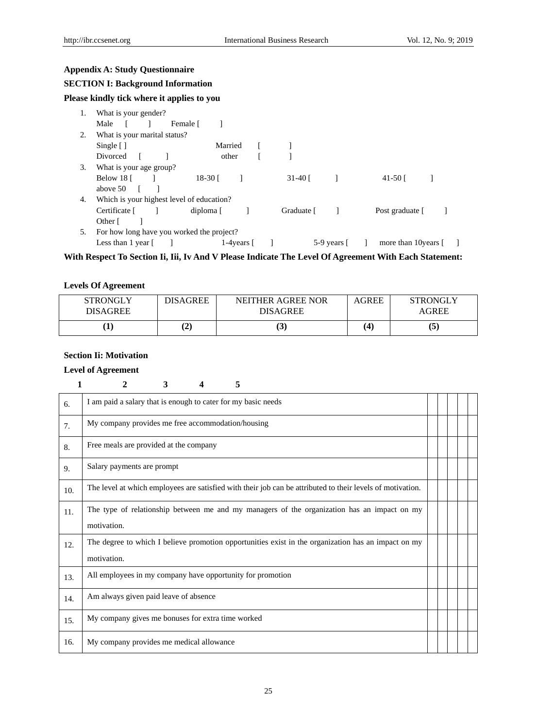**Appendix A: Study Questionnaire**

**SECTION I: Background Information**

**Please kindly tick where it applies to you**

1. What is your gender?
   Male [ ] Female [ ]
2. What is your marital status?
   Single [ ] Married [ ]
   Divorced [ ] other [ ]
3. What is your age group?
   Below 18 [ ] 18-30 [ ] 31-40 [ ] 41-50 [ ]
   above 50 [ ]
4. Which is your highest level of education?
   Certificate [ ] diploma [ ] Graduate [ ] Post graduate [ ]
   Other [ ]
5. For how long have you worked the project?
   Less than 1 year [ ] 1-4years [ ] 5-9 years [ ] more than 10years [ ]

**With Respect To Section Ii, Iii, Iv And V Please Indicate The Level Of Agreement With Each Statement:**

**Levels Of Agreement**

| STRONGLY DISAGREE | DISAGREE | NEITHER AGREE NOR DISAGREE | AGREE | STRONGLY AGREE |
|---|---|---|---|---|
| **(1)** | **(2)** | **(3)** | **(4)** | **(5)** |

**Section Ii: Motivation**

**Level of Agreement**

| | | 1 | 2 | 3 | 4 | 5 |
|---|---|---|---|---|---|---|
| 6. | I am paid a salary that is enough to cater for my basic needs | | | | | |
| 7. | My company provides me free accommodation/housing | | | | | |
| 8. | Free meals are provided at the company | | | | | |
| 9. | Salary payments are prompt | | | | | |
| 10. | The level at which employees are satisfied with their job can be attributed to their levels of motivation. | | | | | |
| 11. | The type of relationship between me and my managers of the organization has an impact on my motivation. | | | | | |
| 12. | The degree to which I believe promotion opportunities exist in the organization has an impact on my motivation. | | | | | |
| 13. | All employees in my company have opportunity for promotion | | | | | |
| 14. | Am always given paid leave of absence | | | | | |
| 15. | My company gives me bonuses for extra time worked | | | | | |
| 16. | My company provides me medical allowance | | | | | |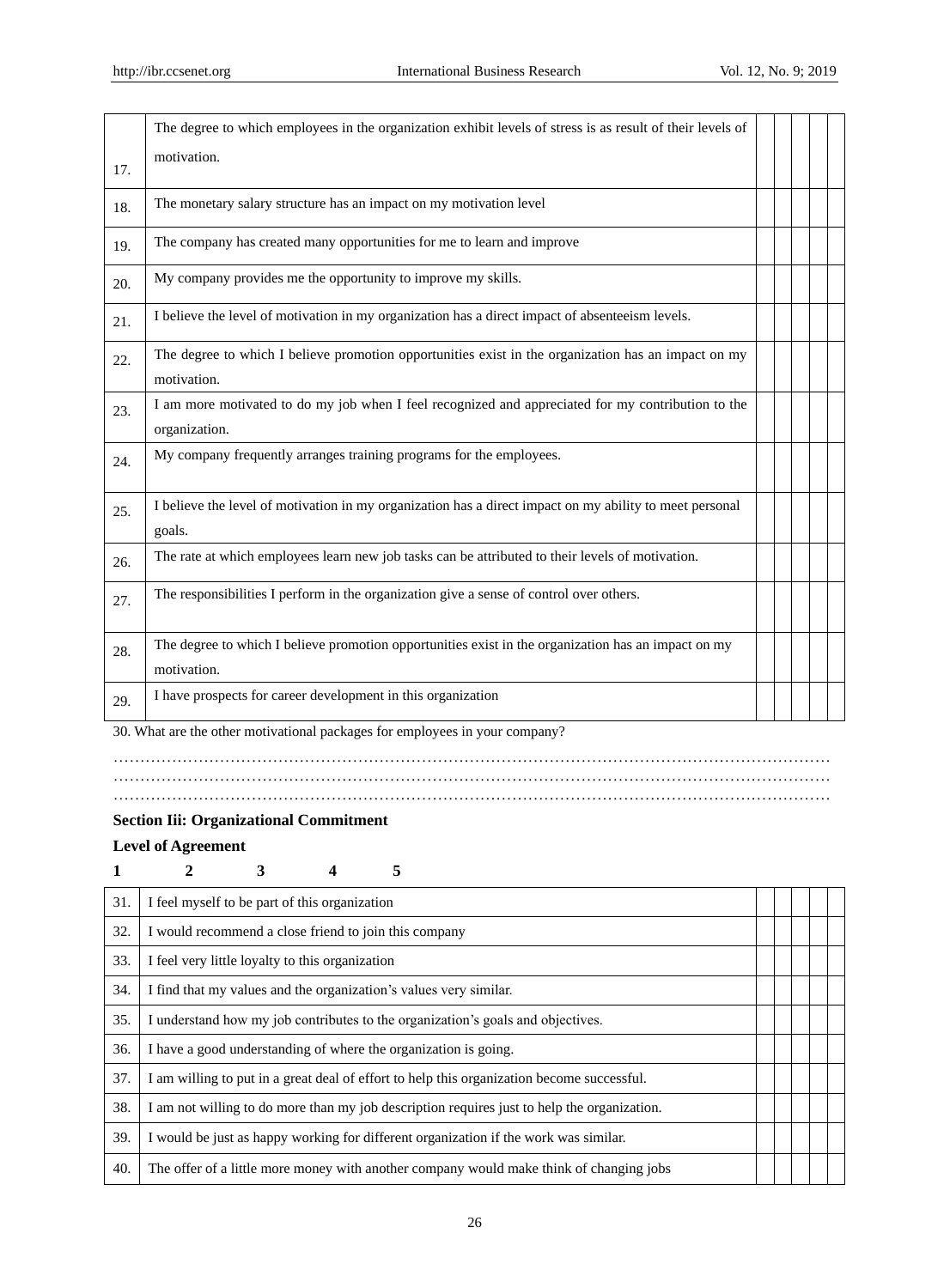| | | | | | | |
|---|---|---|---|---|---|---|
| 17. | The degree to which employees in the organization exhibit levels of stress is as result of their levels of motivation. | | | | | |
| 18. | The monetary salary structure has an impact on my motivation level | | | | | |
| 19. | The company has created many opportunities for me to learn and improve | | | | | |
| 20. | My company provides me the opportunity to improve my skills. | | | | | |
| 21. | I believe the level of motivation in my organization has a direct impact of absenteeism levels. | | | | | |
| 22. | The degree to which I believe promotion opportunities exist in the organization has an impact on my motivation. | | | | | |
| 23. | I am more motivated to do my job when I feel recognized and appreciated for my contribution to the organization. | | | | | |
| 24. | My company frequently arranges training programs for the employees. | | | | | |
| 25. | I believe the level of motivation in my organization has a direct impact on my ability to meet personal goals. | | | | | |
| 26. | The rate at which employees learn new job tasks can be attributed to their levels of motivation. | | | | | |
| 27. | The responsibilities I perform in the organization give a sense of control over others. | | | | | |
| 28. | The degree to which I believe promotion opportunities exist in the organization has an impact on my motivation. | | | | | |
| 29. | I have prospects for career development in this organization | | | | | |

30. What are the other motivational packages for employees in your company?

……………………………………………………………………………………………………………………
……………………………………………………………………………………………………………………
……………………………………………………………………………………………………………………

**Section Iii: Organizational Commitment**

**Level of Agreement**

**1 2 3 4 5**

| | | | | | | |
|---|---|---|---|---|---|---|
| 31. | I feel myself to be part of this organization | | | | | |
| 32. | I would recommend a close friend to join this company | | | | | |
| 33. | I feel very little loyalty to this organization | | | | | |
| 34. | I find that my values and the organization's values very similar. | | | | | |
| 35. | I understand how my job contributes to the organization's goals and objectives. | | | | | |
| 36. | I have a good understanding of where the organization is going. | | | | | |
| 37. | I am willing to put in a great deal of effort to help this organization become successful. | | | | | |
| 38. | I am not willing to do more than my job description requires just to help the organization. | | | | | |
| 39. | I would be just as happy working for different organization if the work was similar. | | | | | |
| 40. | The offer of a little more money with another company would make think of changing jobs | | | | | |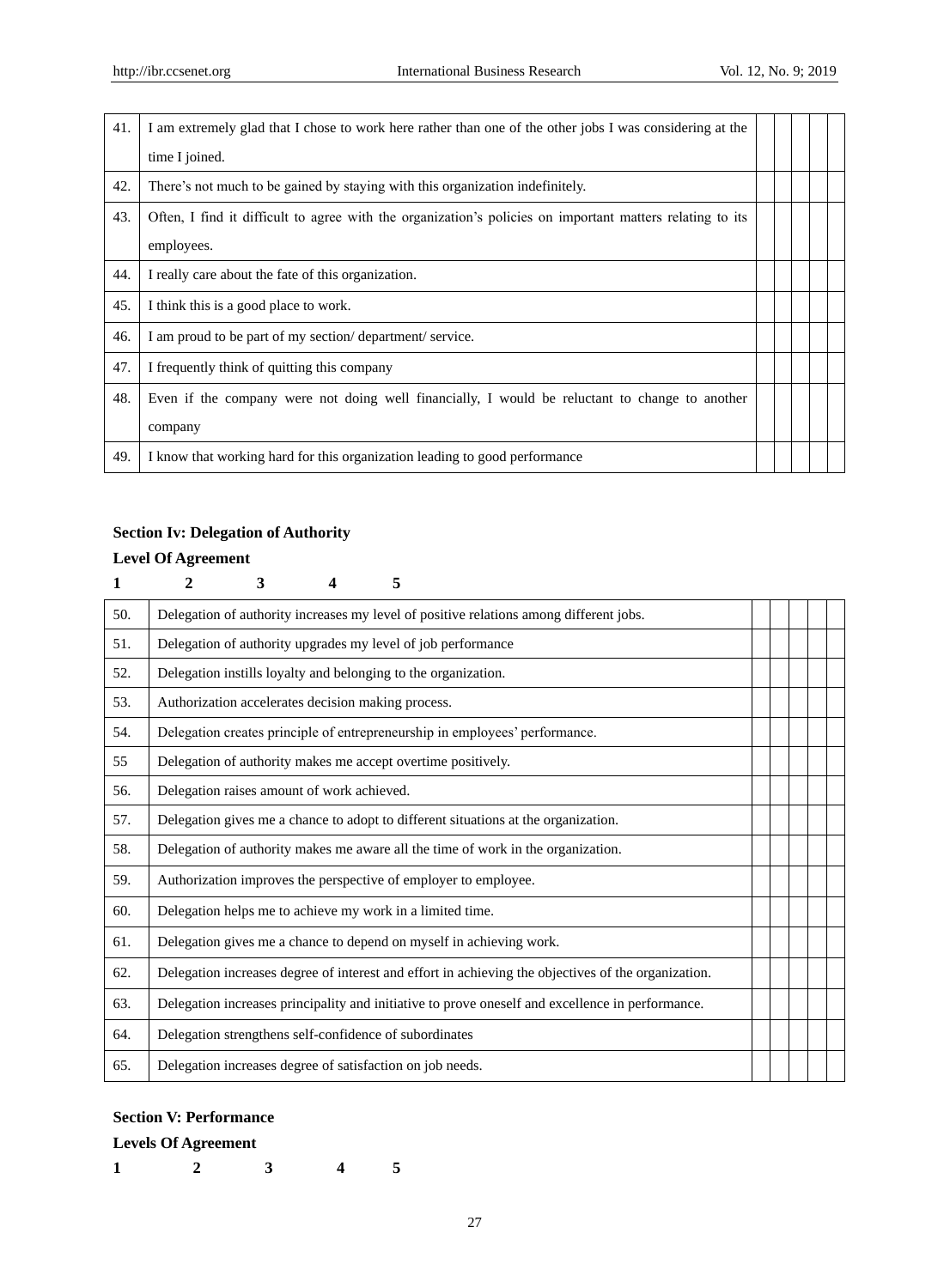| | | | | | | |
|---|---|---|---|---|---|---|
| 41. | I am extremely glad that I chose to work here rather than one of the other jobs I was considering at the time I joined. | | | | | |
| 42. | There's not much to be gained by staying with this organization indefinitely. | | | | | |
| 43. | Often, I find it difficult to agree with the organization's policies on important matters relating to its employees. | | | | | |
| 44. | I really care about the fate of this organization. | | | | | |
| 45. | I think this is a good place to work. | | | | | |
| 46. | I am proud to be part of my section/ department/ service. | | | | | |
| 47. | I frequently think of quitting this company | | | | | |
| 48. | Even if the company were not doing well financially, I would be reluctant to change to another company | | | | | |
| 49. | I know that working hard for this organization leading to good performance | | | | | |

**Section Iv: Delegation of Authority**

**Level Of Agreement**

**1 2 3 4 5**

| | | | | | | |
|---|---|---|---|---|---|---|
| 50. | Delegation of authority increases my level of positive relations among different jobs. | | | | | |
| 51. | Delegation of authority upgrades my level of job performance | | | | | |
| 52. | Delegation instills loyalty and belonging to the organization. | | | | | |
| 53. | Authorization accelerates decision making process. | | | | | |
| 54. | Delegation creates principle of entrepreneurship in employees' performance. | | | | | |
| 55 | Delegation of authority makes me accept overtime positively. | | | | | |
| 56. | Delegation raises amount of work achieved. | | | | | |
| 57. | Delegation gives me a chance to adopt to different situations at the organization. | | | | | |
| 58. | Delegation of authority makes me aware all the time of work in the organization. | | | | | |
| 59. | Authorization improves the perspective of employer to employee. | | | | | |
| 60. | Delegation helps me to achieve my work in a limited time. | | | | | |
| 61. | Delegation gives me a chance to depend on myself in achieving work. | | | | | |
| 62. | Delegation increases degree of interest and effort in achieving the objectives of the organization. | | | | | |
| 63. | Delegation increases principality and initiative to prove oneself and excellence in performance. | | | | | |
| 64. | Delegation strengthens self-confidence of subordinates | | | | | |
| 65. | Delegation increases degree of satisfaction on job needs. | | | | | |

**Section V: Performance**

**Levels Of Agreement**

**1 2 3 4 5**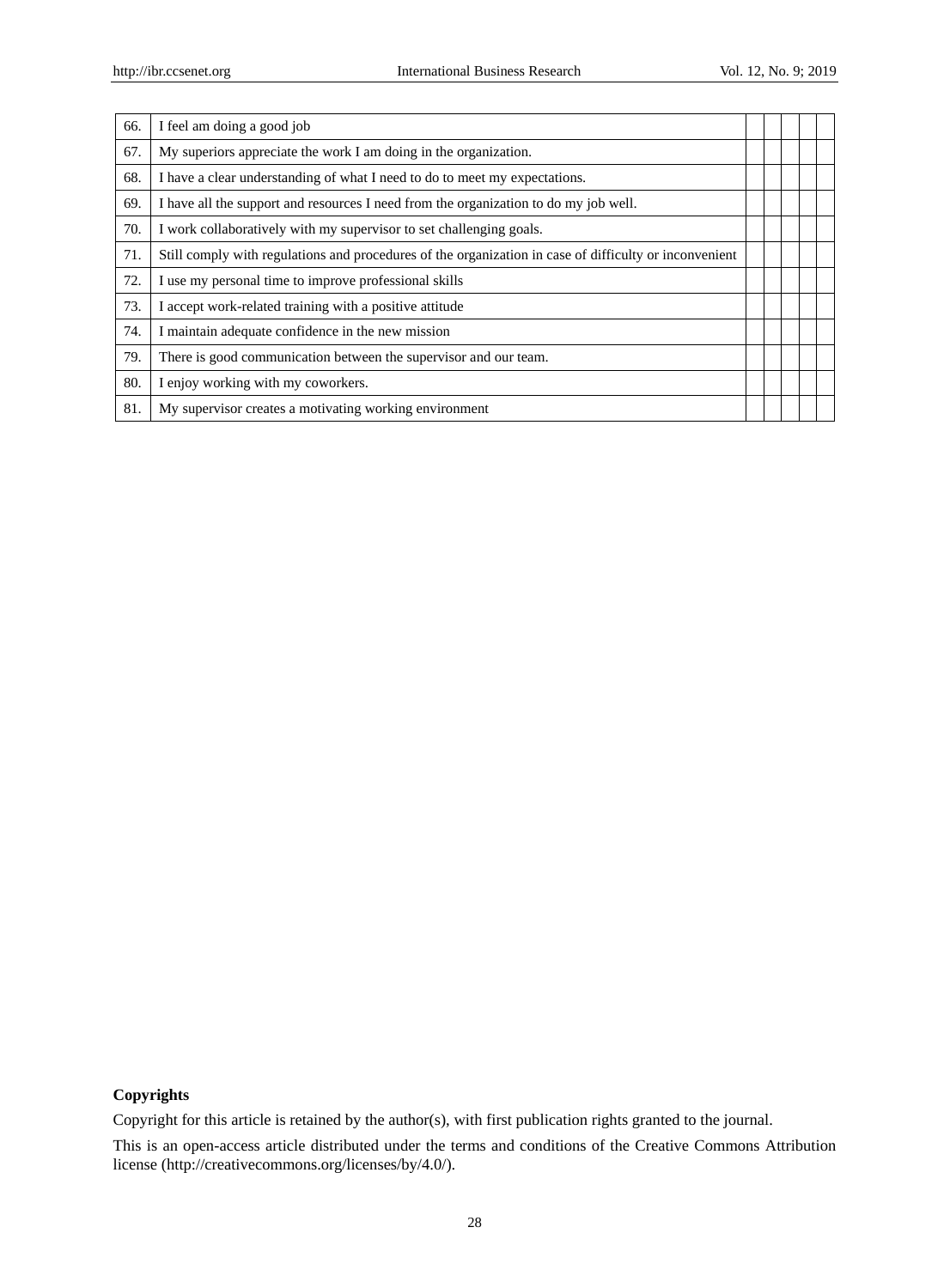| | | | | | | |
|---|---|---|---|---|---|---|
| 66. | I feel am doing a good job | | | | | |
| 67. | My superiors appreciate the work I am doing in the organization. | | | | | |
| 68. | I have a clear understanding of what I need to do to meet my expectations. | | | | | |
| 69. | I have all the support and resources I need from the organization to do my job well. | | | | | |
| 70. | I work collaboratively with my supervisor to set challenging goals. | | | | | |
| 71. | Still comply with regulations and procedures of the organization in case of difficulty or inconvenient | | | | | |
| 72. | I use my personal time to improve professional skills | | | | | |
| 73. | I accept work-related training with a positive attitude | | | | | |
| 74. | I maintain adequate confidence in the new mission | | | | | |
| 79. | There is good communication between the supervisor and our team. | | | | | |
| 80. | I enjoy working with my coworkers. | | | | | |
| 81. | My supervisor creates a motivating working environment | | | | | |

**Copyrights**

Copyright for this article is retained by the author(s), with first publication rights granted to the journal.

This is an open-access article distributed under the terms and conditions of the Creative Commons Attribution license (http://creativecommons.org/licenses/by/4.0/).